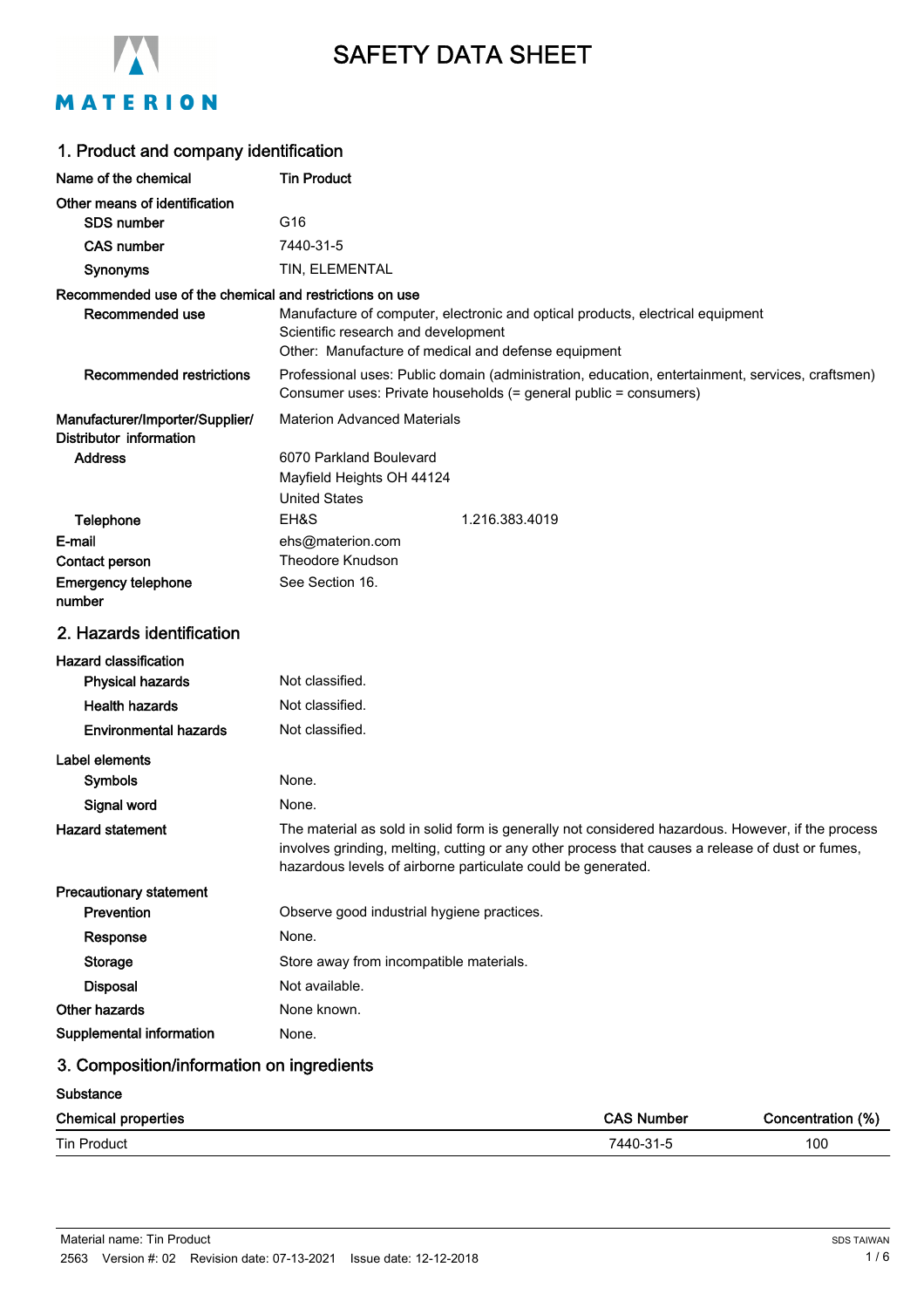# SAFETY DATA SHEET

## 1. Product and company identification

**Name of the chemical** **Tin Product**

**Other means of identification**

**SDS number** G16

**CAS number** 7440-31-5

**Synonyms** TIN, ELEMENTAL

**Recommended use of the chemical and restrictions on use**

**Recommended use** Manufacture of computer, electronic and optical products, electrical equipment
Scientific research and development
Other: Manufacture of medical and defense equipment

**Recommended restrictions** Professional uses: Public domain (administration, education, entertainment, services, craftsmen)
Consumer uses: Private households (= general public = consumers)

**Manufacturer/Importer/Supplier/ Distributor information** Materion Advanced Materials

**Address** 6070 Parkland Boulevard
Mayfield Heights OH 44124
United States

**Telephone** EH&S 1.216.383.4019

**E-mail** ehs@materion.com

**Contact person** Theodore Knudson

**Emergency telephone number** See Section 16.

## 2. Hazards identification

**Hazard classification**

**Physical hazards** Not classified.

**Health hazards** Not classified.

**Environmental hazards** Not classified.

**Label elements**

**Symbols** None.

**Signal word** None.

**Hazard statement** The material as sold in solid form is generally not considered hazardous. However, if the process involves grinding, melting, cutting or any other process that causes a release of dust or fumes, hazardous levels of airborne particulate could be generated.

**Precautionary statement**

**Prevention** Observe good industrial hygiene practices.

**Response** None.

**Storage** Store away from incompatible materials.

**Disposal** Not available.

**Other hazards** None known.

**Supplemental information** None.

## 3. Composition/information on ingredients

**Substance**

| Chemical properties | CAS Number | Concentration (%) |
| --- | --- | --- |
| Tin Product | 7440-31-5 | 100 |

Material name: Tin Product
2563 Version #: 02 Revision date: 07-13-2021 Issue date: 12-12-2018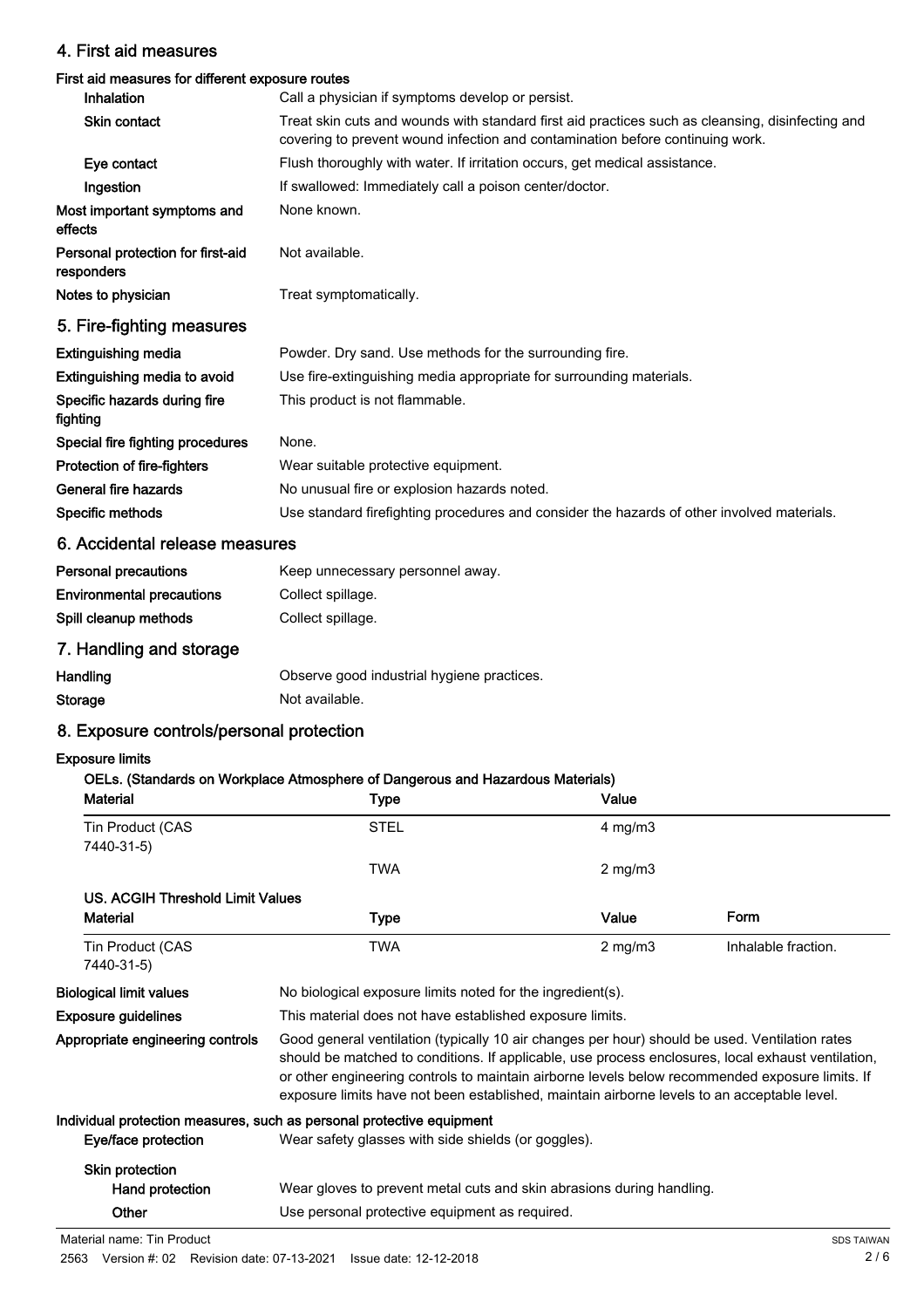## 4. First aid measures

### First aid measures for different exposure routes

| | |
|---|---|
| **Inhalation** | Call a physician if symptoms develop or persist. |
| **Skin contact** | Treat skin cuts and wounds with standard first aid practices such as cleansing, disinfecting and covering to prevent wound infection and contamination before continuing work. |
| **Eye contact** | Flush thoroughly with water. If irritation occurs, get medical assistance. |
| **Ingestion** | If swallowed: Immediately call a poison center/doctor. |
| **Most important symptoms and effects** | None known. |
| **Personal protection for first-aid responders** | Not available. |
| **Notes to physician** | Treat symptomatically. |

## 5. Fire-fighting measures

| | |
|---|---|
| **Extinguishing media** | Powder. Dry sand. Use methods for the surrounding fire. |
| **Extinguishing media to avoid** | Use fire-extinguishing media appropriate for surrounding materials. |
| **Specific hazards during fire fighting** | This product is not flammable. |
| **Special fire fighting procedures** | None. |
| **Protection of fire-fighters** | Wear suitable protective equipment. |
| **General fire hazards** | No unusual fire or explosion hazards noted. |
| **Specific methods** | Use standard firefighting procedures and consider the hazards of other involved materials. |

## 6. Accidental release measures

| | |
|---|---|
| **Personal precautions** | Keep unnecessary personnel away. |
| **Environmental precautions** | Collect spillage. |
| **Spill cleanup methods** | Collect spillage. |

## 7. Handling and storage

| | |
|---|---|
| **Handling** | Observe good industrial hygiene practices. |
| **Storage** | Not available. |

## 8. Exposure controls/personal protection

### Exposure limits

**OELs. (Standards on Workplace Atmosphere of Dangerous and Hazardous Materials)**

| Material | Type | Value |
|---|---|---|
| Tin Product (CAS 7440-31-5) | STEL | 4 mg/m3 |
| | TWA | 2 mg/m3 |

**US. ACGIH Threshold Limit Values**

| Material | Type | Value | Form |
|---|---|---|---|
| Tin Product (CAS 7440-31-5) | TWA | 2 mg/m3 | Inhalable fraction. |

| | |
|---|---|
| **Biological limit values** | No biological exposure limits noted for the ingredient(s). |
| **Exposure guidelines** | This material does not have established exposure limits. |
| **Appropriate engineering controls** | Good general ventilation (typically 10 air changes per hour) should be used. Ventilation rates should be matched to conditions. If applicable, use process enclosures, local exhaust ventilation, or other engineering controls to maintain airborne levels below recommended exposure limits. If exposure limits have not been established, maintain airborne levels to an acceptable level. |

### Individual protection measures, such as personal protective equipment

| | |
|---|---|
| **Eye/face protection** | Wear safety glasses with side shields (or goggles). |
| **Skin protection** | |
| **Hand protection** | Wear gloves to prevent metal cuts and skin abrasions during handling. |
| **Other** | Use personal protective equipment as required. |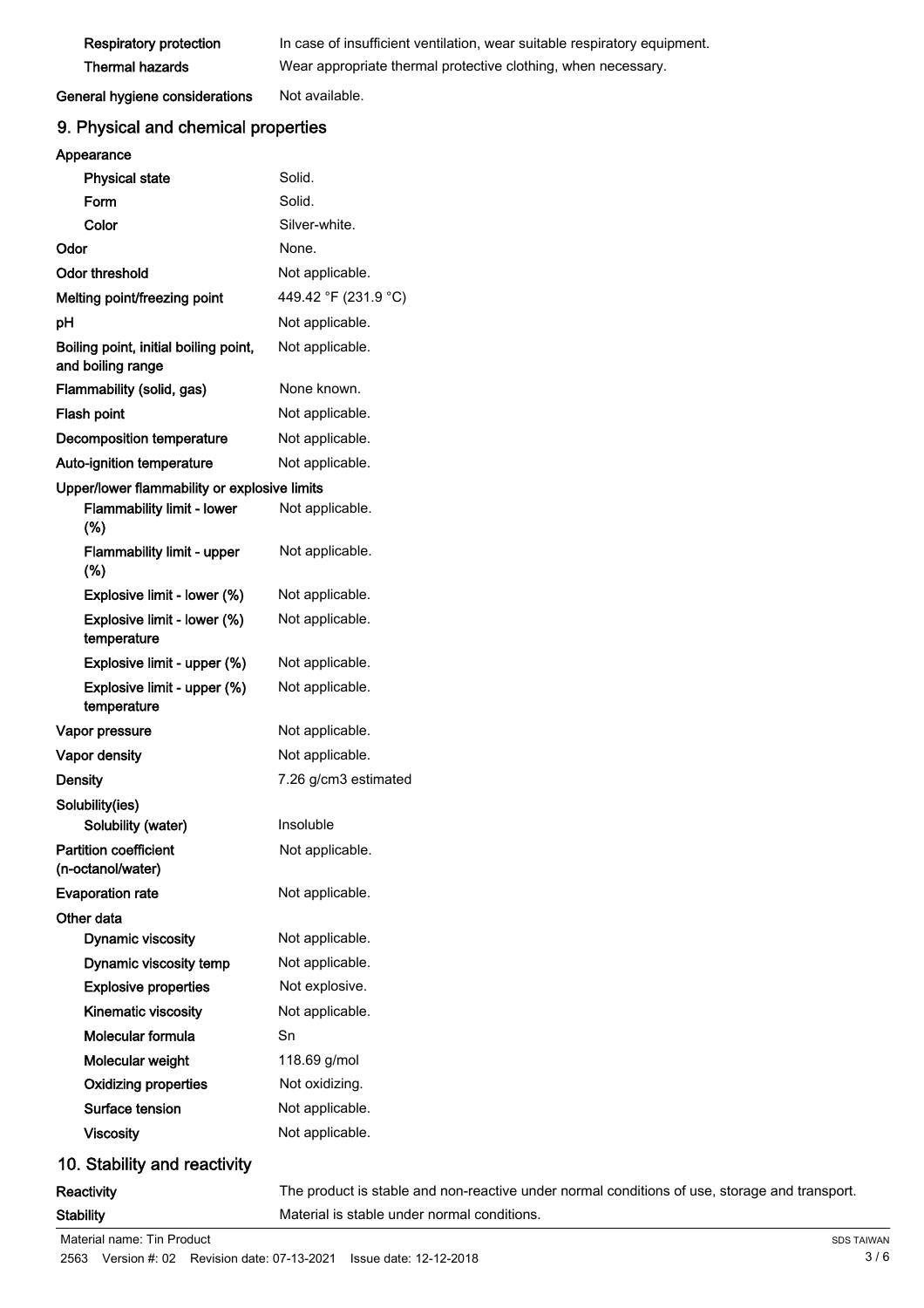| | |
|---|---|
| **Respiratory protection** | In case of insufficient ventilation, wear suitable respiratory equipment. |
| **Thermal hazards** | Wear appropriate thermal protective clothing, when necessary. |

| | |
|---|---|
| **General hygiene considerations** | Not available. |

## 9. Physical and chemical properties

| | |
|---|---|
| **Appearance** | |
| **Physical state** | Solid. |
| **Form** | Solid. |
| **Color** | Silver-white. |
| **Odor** | None. |
| **Odor threshold** | Not applicable. |
| **Melting point/freezing point** | 449.42 °F (231.9 °C) |
| **pH** | Not applicable. |
| **Boiling point, initial boiling point, and boiling range** | Not applicable. |
| **Flammability (solid, gas)** | None known. |
| **Flash point** | Not applicable. |
| **Decomposition temperature** | Not applicable. |
| **Auto-ignition temperature** | Not applicable. |
| **Upper/lower flammability or explosive limits** | |
| **Flammability limit - lower (%)** | Not applicable. |
| **Flammability limit - upper (%)** | Not applicable. |
| **Explosive limit - lower (%)** | Not applicable. |
| **Explosive limit - lower (%) temperature** | Not applicable. |
| **Explosive limit - upper (%)** | Not applicable. |
| **Explosive limit - upper (%) temperature** | Not applicable. |
| **Vapor pressure** | Not applicable. |
| **Vapor density** | Not applicable. |
| **Density** | 7.26 g/cm3 estimated |
| **Solubility(ies)** | |
| **Solubility (water)** | Insoluble |
| **Partition coefficient (n-octanol/water)** | Not applicable. |
| **Evaporation rate** | Not applicable. |
| **Other data** | |
| **Dynamic viscosity** | Not applicable. |
| **Dynamic viscosity temp** | Not applicable. |
| **Explosive properties** | Not explosive. |
| **Kinematic viscosity** | Not applicable. |
| **Molecular formula** | Sn |
| **Molecular weight** | 118.69 g/mol |
| **Oxidizing properties** | Not oxidizing. |
| **Surface tension** | Not applicable. |
| **Viscosity** | Not applicable. |

## 10. Stability and reactivity

| | |
|---|---|
| **Reactivity** | The product is stable and non-reactive under normal conditions of use, storage and transport. |
| **Stability** | Material is stable under normal conditions. |

Material name: Tin Product

2563 Version #: 02 Revision date: 07-13-2021 Issue date: 12-12-2018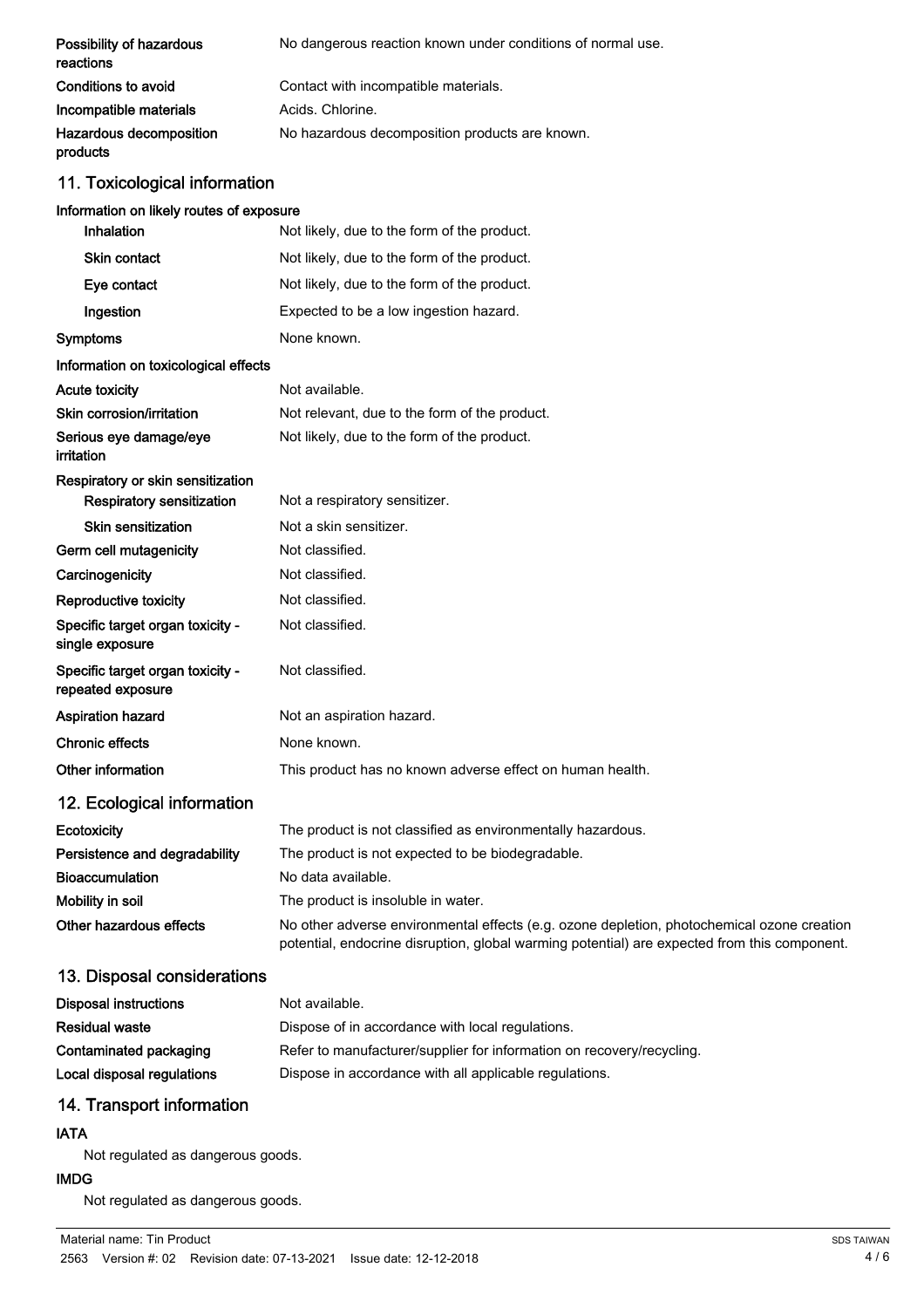| | |
|---|---|
| **Possibility of hazardous reactions** | No dangerous reaction known under conditions of normal use. |
| **Conditions to avoid** | Contact with incompatible materials. |
| **Incompatible materials** | Acids. Chlorine. |
| **Hazardous decomposition products** | No hazardous decomposition products are known. |

## 11. Toxicological information

**Information on likely routes of exposure**

| | |
|---|---|
| **Inhalation** | Not likely, due to the form of the product. |
| **Skin contact** | Not likely, due to the form of the product. |
| **Eye contact** | Not likely, due to the form of the product. |
| **Ingestion** | Expected to be a low ingestion hazard. |
| **Symptoms** | None known. |

**Information on toxicological effects**

| | |
|---|---|
| **Acute toxicity** | Not available. |
| **Skin corrosion/irritation** | Not relevant, due to the form of the product. |
| **Serious eye damage/eye irritation** | Not likely, due to the form of the product. |
| **Respiratory or skin sensitization** | |
| **Respiratory sensitization** | Not a respiratory sensitizer. |
| **Skin sensitization** | Not a skin sensitizer. |
| **Germ cell mutagenicity** | Not classified. |
| **Carcinogenicity** | Not classified. |
| **Reproductive toxicity** | Not classified. |
| **Specific target organ toxicity - single exposure** | Not classified. |
| **Specific target organ toxicity - repeated exposure** | Not classified. |
| **Aspiration hazard** | Not an aspiration hazard. |
| **Chronic effects** | None known. |
| **Other information** | This product has no known adverse effect on human health. |

## 12. Ecological information

| | |
|---|---|
| **Ecotoxicity** | The product is not classified as environmentally hazardous. |
| **Persistence and degradability** | The product is not expected to be biodegradable. |
| **Bioaccumulation** | No data available. |
| **Mobility in soil** | The product is insoluble in water. |
| **Other hazardous effects** | No other adverse environmental effects (e.g. ozone depletion, photochemical ozone creation potential, endocrine disruption, global warming potential) are expected from this component. |

## 13. Disposal considerations

| | |
|---|---|
| **Disposal instructions** | Not available. |
| **Residual waste** | Dispose of in accordance with local regulations. |
| **Contaminated packaging** | Refer to manufacturer/supplier for information on recovery/recycling. |
| **Local disposal regulations** | Dispose in accordance with all applicable regulations. |

## 14. Transport information

**IATA**

Not regulated as dangerous goods.

**IMDG**

Not regulated as dangerous goods.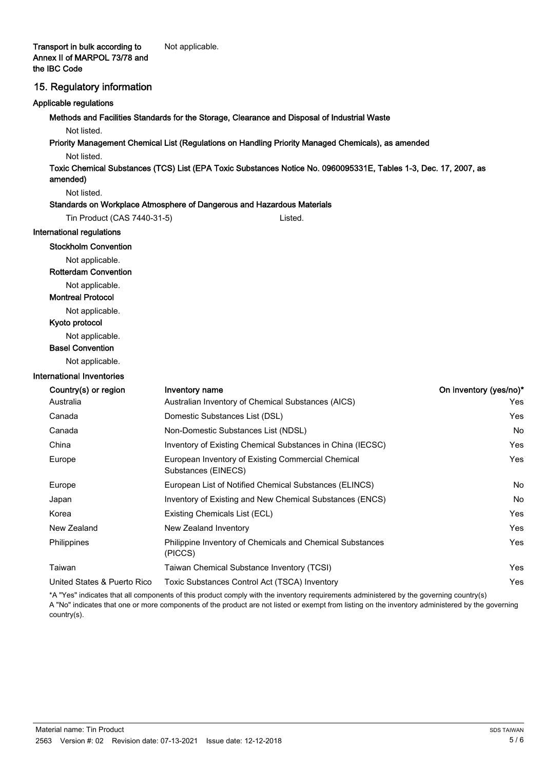**Transport in bulk according to Annex II of MARPOL 73/78 and the IBC Code** Not applicable.

## 15. Regulatory information

### Applicable regulations

**Methods and Facilities Standards for the Storage, Clearance and Disposal of Industrial Waste**

Not listed.

**Priority Management Chemical List (Regulations on Handling Priority Managed Chemicals), as amended**

Not listed.

**Toxic Chemical Substances (TCS) List (EPA Toxic Substances Notice No. 0960095331E, Tables 1-3, Dec. 17, 2007, as amended)**

Not listed.

**Standards on Workplace Atmosphere of Dangerous and Hazardous Materials**

Tin Product (CAS 7440-31-5) Listed.

### International regulations

**Stockholm Convention**

Not applicable.

**Rotterdam Convention**

Not applicable.

**Montreal Protocol**

Not applicable.

**Kyoto protocol**

Not applicable.

**Basel Convention**

Not applicable.

### International Inventories

| Country(s) or region | Inventory name | On inventory (yes/no)* |
|---|---|---|
| Australia | Australian Inventory of Chemical Substances (AICS) | Yes |
| Canada | Domestic Substances List (DSL) | Yes |
| Canada | Non-Domestic Substances List (NDSL) | No |
| China | Inventory of Existing Chemical Substances in China (IECSC) | Yes |
| Europe | European Inventory of Existing Commercial Chemical Substances (EINECS) | Yes |
| Europe | European List of Notified Chemical Substances (ELINCS) | No |
| Japan | Inventory of Existing and New Chemical Substances (ENCS) | No |
| Korea | Existing Chemicals List (ECL) | Yes |
| New Zealand | New Zealand Inventory | Yes |
| Philippines | Philippine Inventory of Chemicals and Chemical Substances (PICCS) | Yes |
| Taiwan | Taiwan Chemical Substance Inventory (TCSI) | Yes |
| United States & Puerto Rico | Toxic Substances Control Act (TSCA) Inventory | Yes |

*A "Yes" indicates that all components of this product comply with the inventory requirements administered by the governing country(s)
A "No" indicates that one or more components of the product are not listed or exempt from listing on the inventory administered by the governing country(s).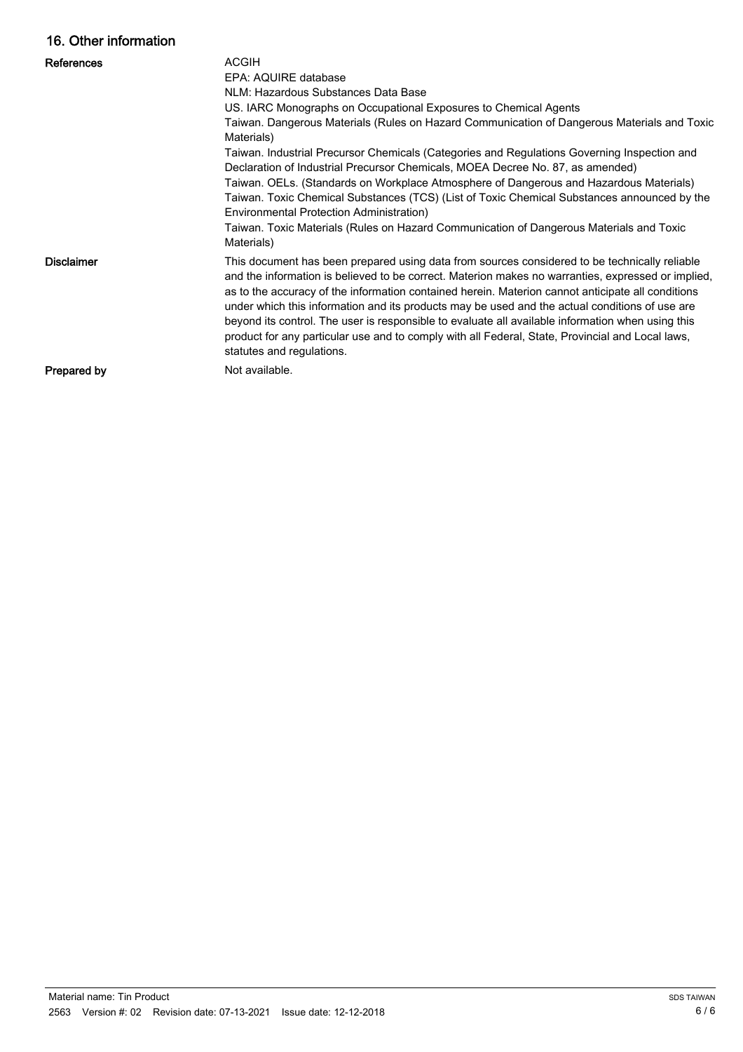## 16. Other information

**References**

ACGIH
EPA: AQUIRE database
NLM: Hazardous Substances Data Base
US. IARC Monographs on Occupational Exposures to Chemical Agents
Taiwan. Dangerous Materials (Rules on Hazard Communication of Dangerous Materials and Toxic Materials)
Taiwan. Industrial Precursor Chemicals (Categories and Regulations Governing Inspection and Declaration of Industrial Precursor Chemicals, MOEA Decree No. 87, as amended)
Taiwan. OELs. (Standards on Workplace Atmosphere of Dangerous and Hazardous Materials)
Taiwan. Toxic Chemical Substances (TCS) (List of Toxic Chemical Substances announced by the Environmental Protection Administration)
Taiwan. Toxic Materials (Rules on Hazard Communication of Dangerous Materials and Toxic Materials)

**Disclaimer**

This document has been prepared using data from sources considered to be technically reliable and the information is believed to be correct. Materion makes no warranties, expressed or implied, as to the accuracy of the information contained herein. Materion cannot anticipate all conditions under which this information and its products may be used and the actual conditions of use are beyond its control. The user is responsible to evaluate all available information when using this product for any particular use and to comply with all Federal, State, Provincial and Local laws, statutes and regulations.

**Prepared by**

Not available.